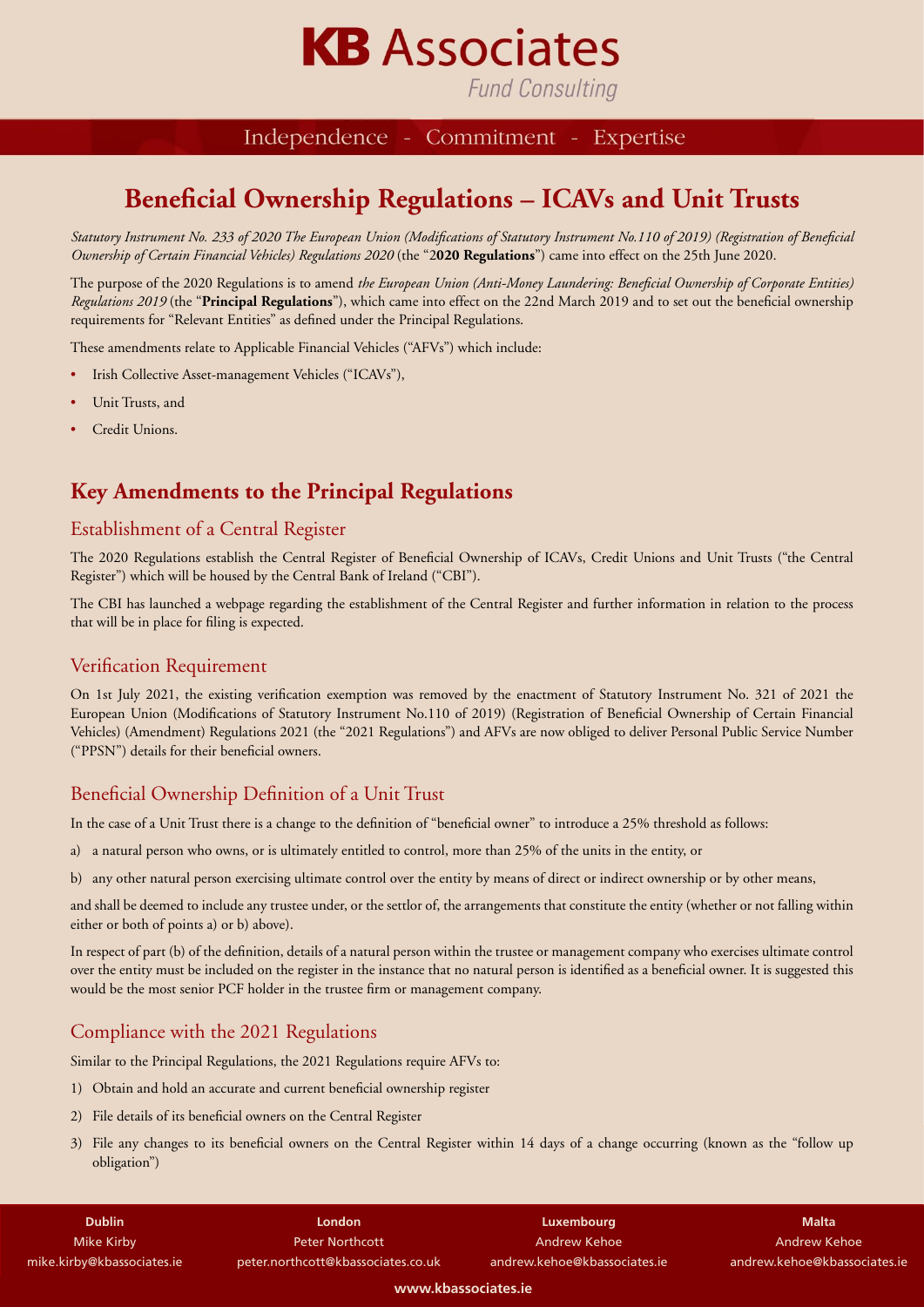# Beneficial Ownership Regulations – ICAVs and Unit Trusts

*Statutory Instrument No. 233 of 2020 The European Union (Modifications of Statutory Instrument No.110 of 2019) (Registration of Beneficial Ownership of Certain Financial Vehicles) Regulations 2020* (the "**2020 Regulations**") came into effect on the 25th June 2020.

The purpose of the 2020 Regulations is to amend *the European Union (Anti-Money Laundering: Beneficial Ownership of Corporate Entities) Regulations 2019* (the "**Principal Regulations**"), which came into effect on the 22nd March 2019 and to set out the beneficial ownership requirements for "Relevant Entities" as defined under the Principal Regulations.

These amendments relate to Applicable Financial Vehicles ("AFVs") which include:

- Irish Collective Asset-management Vehicles ("ICAVs"),
- Unit Trusts, and
- Credit Unions.

## Key Amendments to the Principal Regulations

### Establishment of a Central Register

The 2020 Regulations establish the Central Register of Beneficial Ownership of ICAVs, Credit Unions and Unit Trusts ("the Central Register") which will be housed by the Central Bank of Ireland ("CBI").

The CBI has launched a webpage regarding the establishment of the Central Register and further information in relation to the process that will be in place for filing is expected.

### Verification Requirement

On 1st July 2021, the existing verification exemption was removed by the enactment of Statutory Instrument No. 321 of 2021 the European Union (Modifications of Statutory Instrument No.110 of 2019) (Registration of Beneficial Ownership of Certain Financial Vehicles) (Amendment) Regulations 2021 (the "2021 Regulations") and AFVs are now obliged to deliver Personal Public Service Number ("PPSN") details for their beneficial owners.

### Beneficial Ownership Definition of a Unit Trust

In the case of a Unit Trust there is a change to the definition of "beneficial owner" to introduce a 25% threshold as follows:

a) a natural person who owns, or is ultimately entitled to control, more than 25% of the units in the entity, or

b) any other natural person exercising ultimate control over the entity by means of direct or indirect ownership or by other means,

and shall be deemed to include any trustee under, or the settlor of, the arrangements that constitute the entity (whether or not falling within either or both of points a) or b) above).

In respect of part (b) of the definition, details of a natural person within the trustee or management company who exercises ultimate control over the entity must be included on the register in the instance that no natural person is identified as a beneficial owner. It is suggested this would be the most senior PCF holder in the trustee firm or management company.

### Compliance with the 2021 Regulations

Similar to the Principal Regulations, the 2021 Regulations require AFVs to:

1) Obtain and hold an accurate and current beneficial ownership register
2) File details of its beneficial owners on the Central Register
3) File any changes to its beneficial owners on the Central Register within 14 days of a change occurring (known as the "follow up obligation")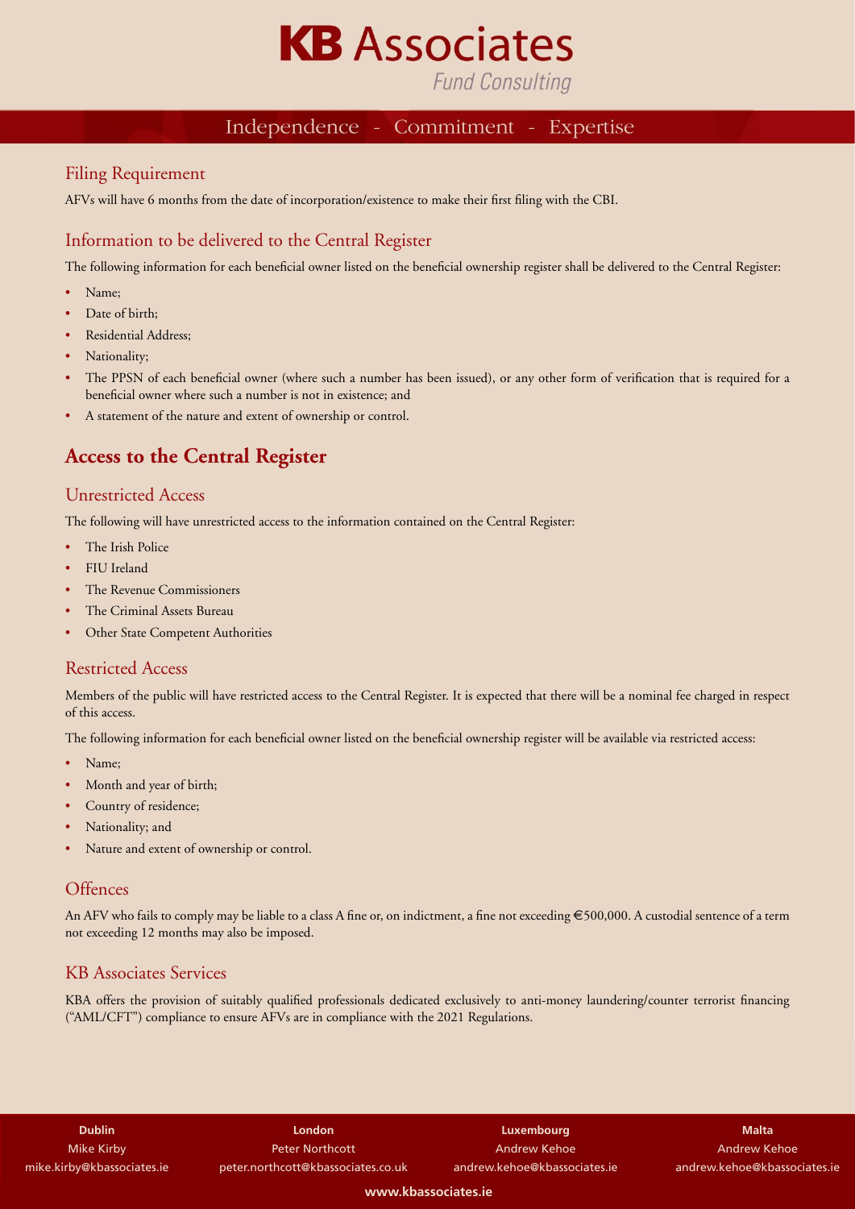## Filing Requirement

AFVs will have 6 months from the date of incorporation/existence to make their first filing with the CBI.

## Information to be delivered to the Central Register

The following information for each beneficial owner listed on the beneficial ownership register shall be delivered to the Central Register:

- Name;
- Date of birth;
- Residential Address;
- Nationality;
- The PPSN of each beneficial owner (where such a number has been issued), or any other form of verification that is required for a beneficial owner where such a number is not in existence; and
- A statement of the nature and extent of ownership or control.

# Access to the Central Register

## Unrestricted Access

The following will have unrestricted access to the information contained on the Central Register:

- The Irish Police
- FIU Ireland
- The Revenue Commissioners
- The Criminal Assets Bureau
- Other State Competent Authorities

## Restricted Access

Members of the public will have restricted access to the Central Register. It is expected that there will be a nominal fee charged in respect of this access.

The following information for each beneficial owner listed on the beneficial ownership register will be available via restricted access:

- Name;
- Month and year of birth;
- Country of residence;
- Nationality; and
- Nature and extent of ownership or control.

## Offences

An AFV who fails to comply may be liable to a class A fine or, on indictment, a fine not exceeding €500,000. A custodial sentence of a term not exceeding 12 months may also be imposed.

## KB Associates Services

KBA offers the provision of suitably qualified professionals dedicated exclusively to anti-money laundering/counter terrorist financing ("AML/CFT") compliance to ensure AFVs are in compliance with the 2021 Regulations.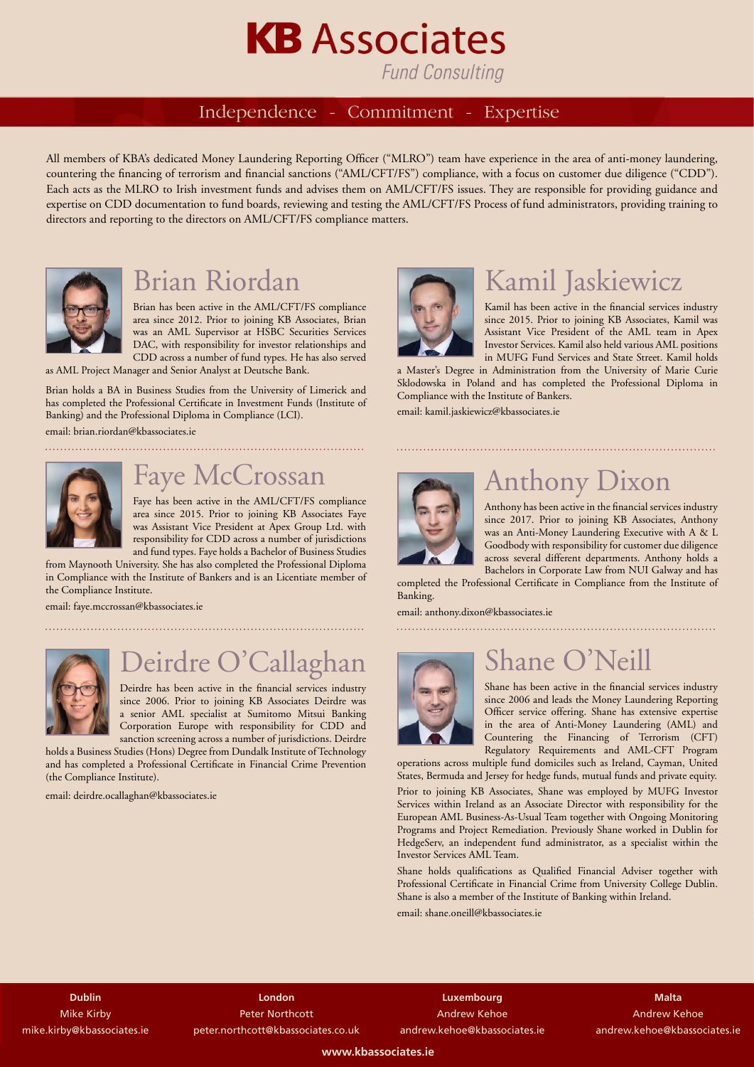# KB Associates

*Fund Consulting*

Independence - Commitment - Expertise

All members of KBA's dedicated Money Laundering Reporting Officer ("MLRO") team have experience in the area of anti-money laundering, countering the financing of terrorism and financial sanctions ("AML/CFT/FS") compliance, with a focus on customer due diligence ("CDD"). Each acts as the MLRO to Irish investment funds and advises them on AML/CFT/FS issues. They are responsible for providing guidance and expertise on CDD documentation to fund boards, reviewing and testing the AML/CFT/FS Process of fund administrators, providing training to directors and reporting to the directors on AML/CFT/FS compliance matters.

## Brian Riordan

Brian has been active in the AML/CFT/FS compliance area since 2012. Prior to joining KB Associates, Brian was an AML Supervisor at HSBC Securities Services DAC, with responsibility for investor relationships and CDD across a number of fund types. He has also served as AML Project Manager and Senior Analyst at Deutsche Bank.

Brian holds a BA in Business Studies from the University of Limerick and has completed the Professional Certificate in Investment Funds (Institute of Banking) and the Professional Diploma in Compliance (LCI).

email: brian.riordan@kbassociates.ie

## Faye McCrossan

Faye has been active in the AML/CFT/FS compliance area since 2015. Prior to joining KB Associates Faye was Assistant Vice President at Apex Group Ltd. with responsibility for CDD across a number of jurisdictions and fund types. Faye holds a Bachelor of Business Studies from Maynooth University. She has also completed the Professional Diploma in Compliance with the Institute of Bankers and is an Licentiate member of the Compliance Institute.

email: faye.mccrossan@kbassociates.ie

## Deirdre O'Callaghan

Deirdre has been active in the financial services industry since 2006. Prior to joining KB Associates Deirdre was a senior AML specialist at Sumitomo Mitsui Banking Corporation Europe with responsibility for CDD and sanction screening across a number of jurisdictions. Deirdre holds a Business Studies (Hons) Degree from Dundalk Institute of Technology and has completed a Professional Certificate in Financial Crime Prevention (the Compliance Institute).

email: deirdre.ocallaghan@kbassociates.ie

## Kamil Jaskiewicz

Kamil has been active in the financial services industry since 2015. Prior to joining KB Associates, Kamil was Assistant Vice President of the AML team in Apex Investor Services. Kamil also held various AML positions in MUFG Fund Services and State Street. Kamil holds a Master's Degree in Administration from the University of Marie Curie Sklodowska in Poland and has completed the Professional Diploma in Compliance with the Institute of Bankers.

email: kamil.jaskiewicz@kbassociates.ie

## Anthony Dixon

Anthony has been active in the financial services industry since 2017. Prior to joining KB Associates, Anthony was an Anti-Money Laundering Executive with A & L Goodbody with responsibility for customer due diligence across several different departments. Anthony holds a Bachelors in Corporate Law from NUI Galway and has completed the Professional Certificate in Compliance from the Institute of Banking.

email: anthony.dixon@kbassociates.ie

## Shane O'Neill

Shane has been active in the financial services industry since 2006 and leads the Money Laundering Reporting Officer service offering. Shane has extensive expertise in the area of Anti-Money Laundering (AML) and Countering the Financing of Terrorism (CFT) Regulatory Requirements and AML-CFT Program operations across multiple fund domiciles such as Ireland, Cayman, United States, Bermuda and Jersey for hedge funds, mutual funds and private equity.

Prior to joining KB Associates, Shane was employed by MUFG Investor Services within Ireland as an Associate Director with responsibility for the European AML Business-As-Usual Team together with Ongoing Monitoring Programs and Project Remediation. Previously Shane worked in Dublin for HedgeServ, an independent fund administrator, as a specialist within the Investor Services AML Team.

Shane holds qualifications as Qualified Financial Adviser together with Professional Certificate in Financial Crime from University College Dublin. Shane is also a member of the Institute of Banking within Ireland.

email: shane.oneill@kbassociates.ie

**Dublin**
Mike Kirby
mike.kirby@kbassociates.ie

**London**
Peter Northcott
peter.northcott@kbassociates.co.uk

**Luxembourg**
Andrew Kehoe
andrew.kehoe@kbassociates.ie

**Malta**
Andrew Kehoe
andrew.kehoe@kbassociates.ie

**www.kbassociates.ie**